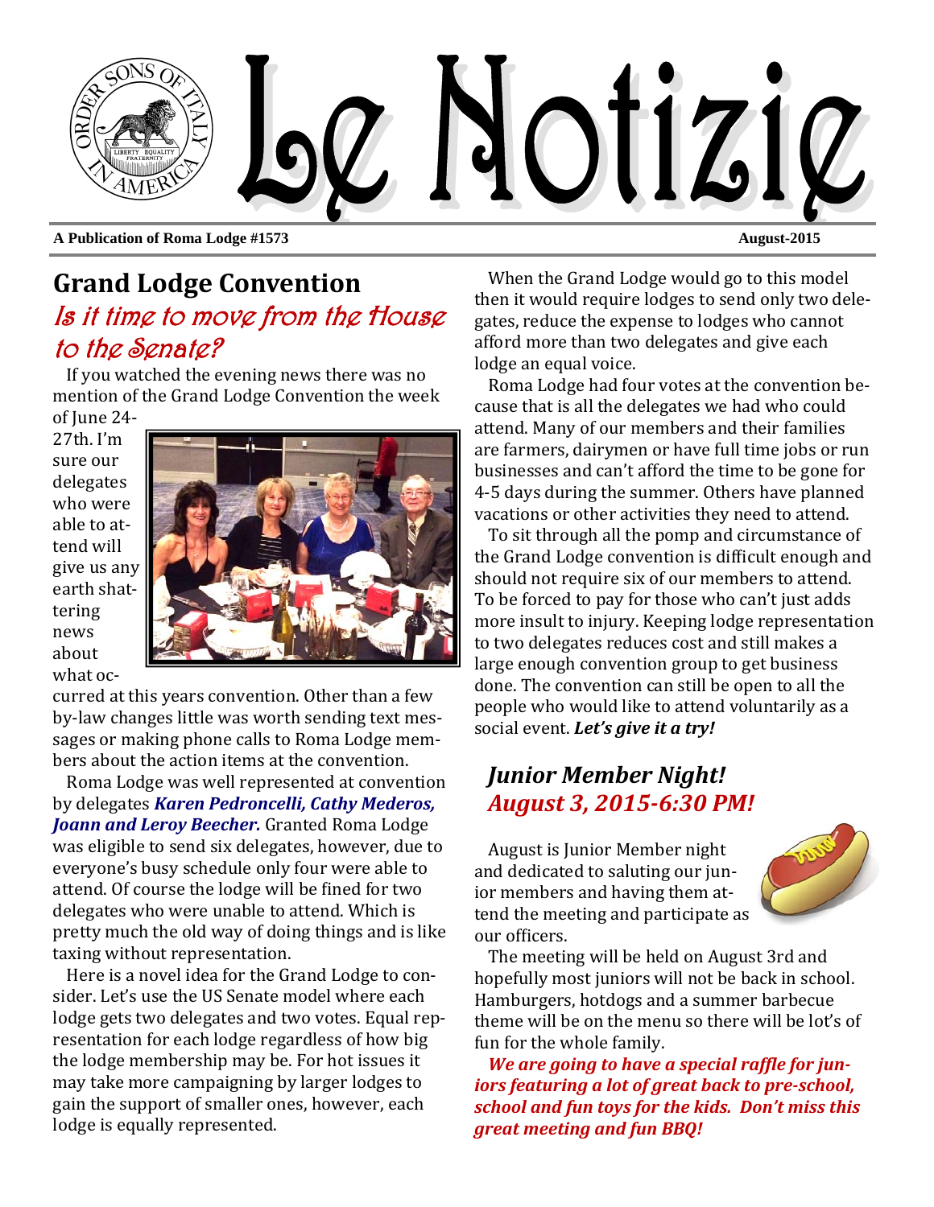# Le Notizie

**A Publication of Roma Lodge #1573** **August-2015**

## Grand Lodge Convention

### *Is it time to move from the House to the Senate?*

If you watched the evening news there was no mention of the Grand Lodge Convention the week of June 24-27th. I'm sure our delegates who were able to attend will give us any earth shattering news about what occurred at this years convention. Other than a few by-law changes little was worth sending text messages or making phone calls to Roma Lodge members about the action items at the convention.

Roma Lodge was well represented at convention by delegates ***Karen Pedroncelli, Cathy Mederos, Joann and Leroy Beecher.*** Granted Roma Lodge was eligible to send six delegates, however, due to everyone's busy schedule only four were able to attend. Of course the lodge will be fined for two delegates who were unable to attend. Which is pretty much the old way of doing things and is like taxing without representation.

Here is a novel idea for the Grand Lodge to consider. Let's use the US Senate model where each lodge gets two delegates and two votes. Equal representation for each lodge regardless of how big the lodge membership may be. For hot issues it may take more campaigning by larger lodges to gain the support of smaller ones, however, each lodge is equally represented.

When the Grand Lodge would go to this model then it would require lodges to send only two delegates, reduce the expense to lodges who cannot afford more than two delegates and give each lodge an equal voice.

Roma Lodge had four votes at the convention because that is all the delegates we had who could attend. Many of our members and their families are farmers, dairymen or have full time jobs or run businesses and can't afford the time to be gone for 4-5 days during the summer. Others have planned vacations or other activities they need to attend.

To sit through all the pomp and circumstance of the Grand Lodge convention is difficult enough and should not require six of our members to attend. To be forced to pay for those who can't just adds more insult to injury. Keeping lodge representation to two delegates reduces cost and still makes a large enough convention group to get business done. The convention can still be open to all the people who would like to attend voluntarily as a social event. ***Let's give it a try!***

## *Junior Member Night!*
## *August 3, 2015-6:30 PM!*

August is Junior Member night and dedicated to saluting our junior members and having them attend the meeting and participate as our officers.

The meeting will be held on August 3rd and hopefully most juniors will not be back in school. Hamburgers, hotdogs and a summer barbecue theme will be on the menu so there will be lot's of fun for the whole family.

***We are going to have a special raffle for juniors featuring a lot of great back to pre-school, school and fun toys for the kids. Don't miss this great meeting and fun BBQ!***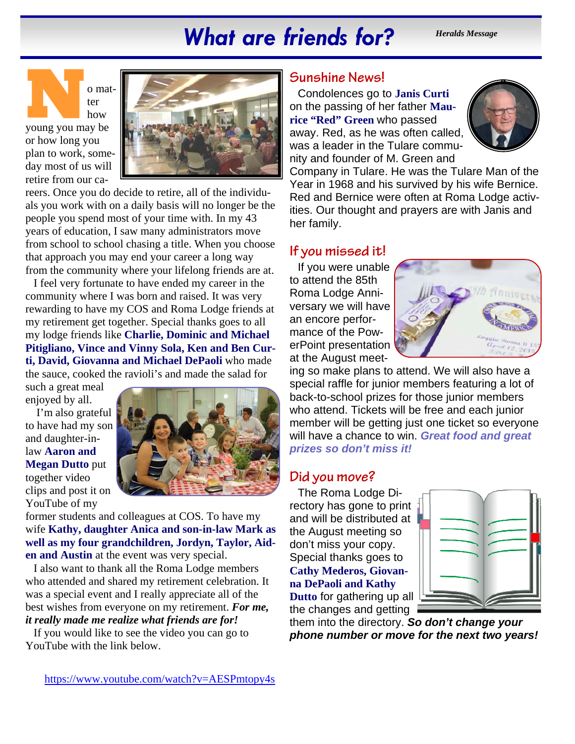# What are friends for?

*Heralds Message*

No matter how young you may be or how long you plan to work, someday most of us will retire from our careers. Once you do decide to retire, all of the individuals you work with on a daily basis will no longer be the people you spend most of your time with. In my 43 years of education, I saw many administrators move from school to school chasing a title. When you choose that approach you may end your career a long way from the community where your lifelong friends are at.

I feel very fortunate to have ended my career in the community where I was born and raised. It was very rewarding to have my COS and Roma Lodge friends at my retirement get together. Special thanks goes to all my lodge friends like **Charlie, Dominic and Michael Pitigliano, Vince and Vinny Sola, Ken and Ben Curti, David, Giovanna and Michael DePaoli** who made the sauce, cooked the ravioli's and made the salad for such a great meal enjoyed by all.

I'm also grateful to have had my son and daughter-in-law **Aaron and Megan Dutto** put together video clips and post it on YouTube of my former students and colleagues at COS. To have my wife **Kathy, daughter Anica and son-in-law Mark as well as my four grandchildren, Jordyn, Taylor, Aiden and Austin** at the event was very special.

I also want to thank all the Roma Lodge members who attended and shared my retirement celebration. It was a special event and I really appreciate all of the best wishes from everyone on my retirement. ***For me, it really made me realize what friends are for!***

If you would like to see the video you can go to YouTube with the link below.

https://www.youtube.com/watch?v=AESPmtopy4s

## Sunshine News!

Condolences go to **Janis Curti** on the passing of her father **Maurice "Red" Green** who passed away. Red, as he was often called, was a leader in the Tulare community and founder of M. Green and Company in Tulare. He was the Tulare Man of the Year in 1968 and his survived by his wife Bernice. Red and Bernice were often at Roma Lodge activities. Our thought and prayers are with Janis and her family.

## If you missed it!

If you were unable to attend the 85th Roma Lodge Anniversary we will have an encore performance of the PowerPoint presentation at the August meeting so make plans to attend. We will also have a special raffle for junior members featuring a lot of back-to-school prizes for those junior members who attend. Tickets will be free and each junior member will be getting just one ticket so everyone will have a chance to win. ***Great food and great prizes so don't miss it!***

## Did you move?

The Roma Lodge Directory has gone to print and will be distributed at the August meeting so don't miss your copy. Special thanks goes to **Cathy Mederos, Giovanna DePaoli and Kathy Dutto** for gathering up all the changes and getting them into the directory. ***So don't change your phone number or move for the next two years!***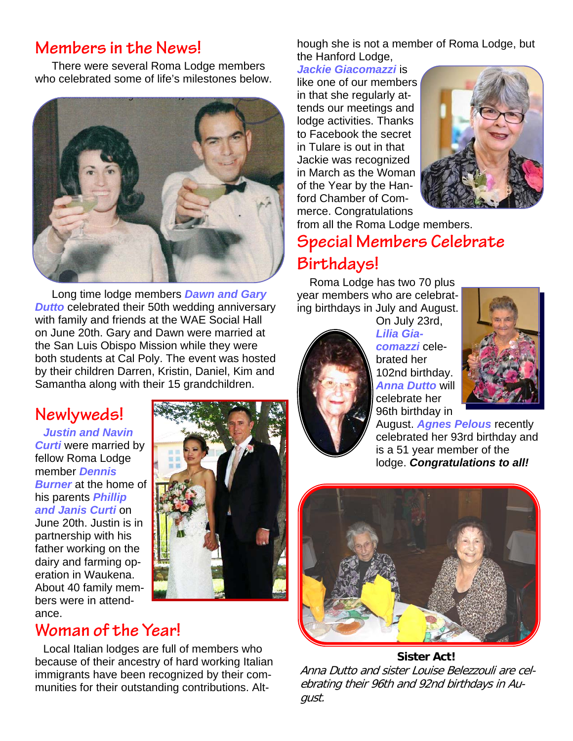## Members in the News!

There were several Roma Lodge members who celebrated some of life's milestones below.

Long time lodge members ***Dawn and Gary Dutto*** celebrated their 50th wedding anniversary with family and friends at the WAE Social Hall on June 20th. Gary and Dawn were married at the San Luis Obispo Mission while they were both students at Cal Poly. The event was hosted by their children Darren, Kristin, Daniel, Kim and Samantha along with their 15 grandchildren.

## Newlyweds!

***Justin and Navin Curti*** were married by fellow Roma Lodge member ***Dennis Burner*** at the home of his parents ***Phillip and Janis Curti*** on June 20th. Justin is in partnership with his father working on the dairy and farming operation in Waukena. About 40 family members were in attendance.

## Woman of the Year!

Local Italian lodges are full of members who because of their ancestry of hard working Italian immigrants have been recognized by their communities for their outstanding contributions. Although she is not a member of Roma Lodge, but the Hanford Lodge, ***Jackie Giacomazzi*** is like one of our members in that she regularly attends our meetings and lodge activities. Thanks to Facebook the secret in Tulare is out in that Jackie was recognized in March as the Woman of the Year by the Hanford Chamber of Commerce. Congratulations from all the Roma Lodge members.

## Special Members Celebrate Birthdays!

Roma Lodge has two 70 plus year members who are celebrating birthdays in July and August. On July 23rd, ***Lilia Giacomazzi*** celebrated her 102nd birthday. ***Anna Dutto*** will celebrate her 96th birthday in August. ***Agnes Pelous*** recently celebrated her 93rd birthday and is a 51 year member of the lodge. ***Congratulations to all!***

**Sister Act!**

*Anna Dutto and sister Louise Belezzouli are celebrating their 96th and 92nd birthdays in August.*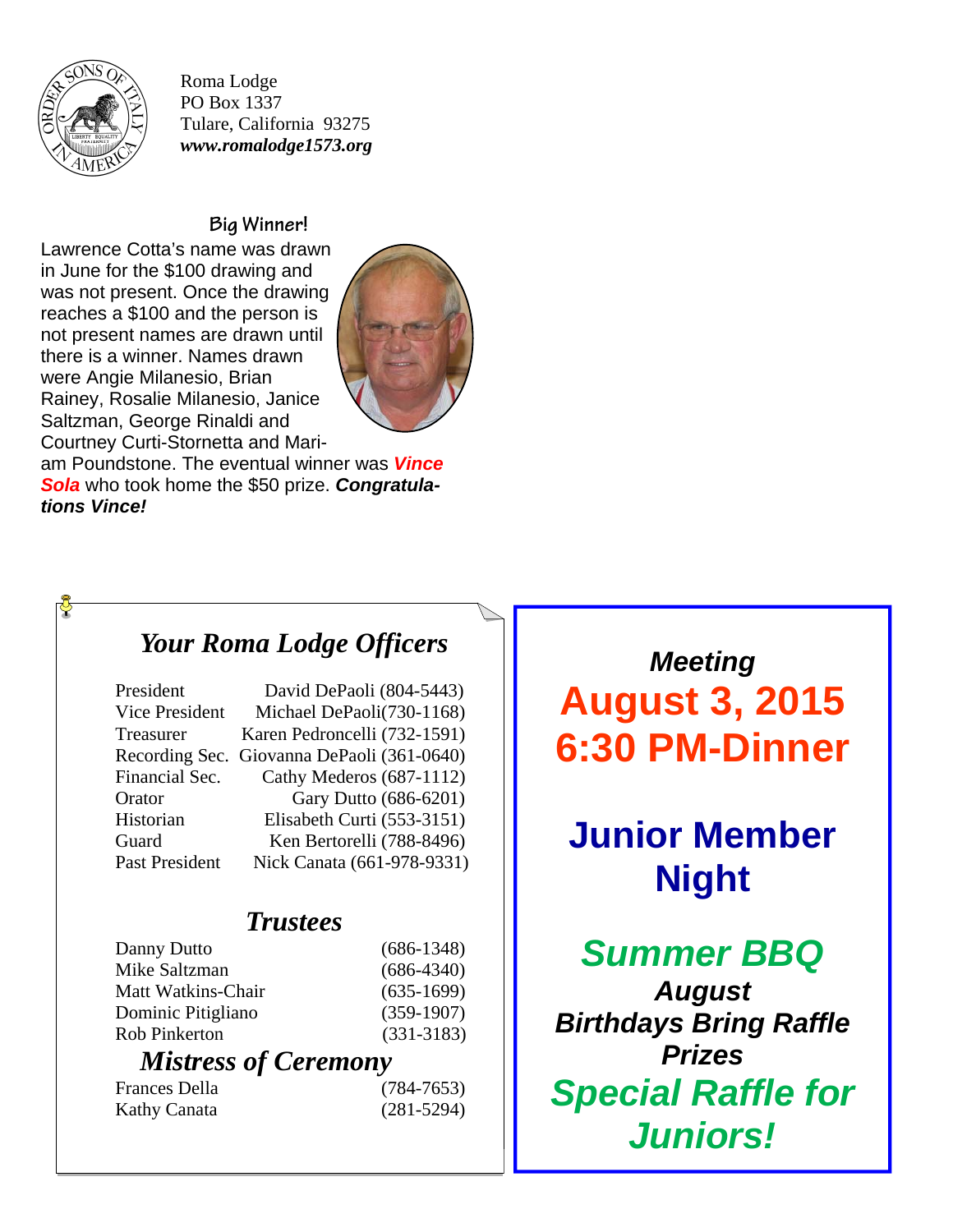Roma Lodge
PO Box 1337
Tulare, California 93275
***www.romalodge1573.org***

## Big Winner!

Lawrence Cotta's name was drawn in June for the $100 drawing and was not present. Once the drawing reaches a $100 and the person is not present names are drawn until there is a winner. Names drawn were Angie Milanesio, Brian Rainey, Rosalie Milanesio, Janice Saltzman, George Rinaldi and Courtney Curti-Stornetta and Mari-am Poundstone. The eventual winner was ***Vince Sola*** who took home the $50 prize. ***Congratulations Vince!***

## *Your Roma Lodge Officers*

| | |
|---|---|
| President | David DePaoli (804-5443) |
| Vice President | Michael DePaoli(730-1168) |
| Treasurer | Karen Pedroncelli (732-1591) |
| Recording Sec. | Giovanna DePaoli (361-0640) |
| Financial Sec. | Cathy Mederos (687-1112) |
| Orator | Gary Dutto (686-6201) |
| Historian | Elisabeth Curti (553-3151) |
| Guard | Ken Bertorelli (788-8496) |
| Past President | Nick Canata (661-978-9331) |

### *Trustees*

| | |
|---|---|
| Danny Dutto | (686-1348) |
| Mike Saltzman | (686-4340) |
| Matt Watkins-Chair | (635-1699) |
| Dominic Pitigliano | (359-1907) |
| Rob Pinkerton | (331-3183) |

### *Mistress of Ceremony*

| | |
|---|---|
| Frances Della | (784-7653) |
| Kathy Canata | (281-5294) |

***Meeting***

**August 3, 2015**
**6:30 PM-Dinner**

**Junior Member Night**

***Summer BBQ***

***August Birthdays Bring Raffle Prizes***

***Special Raffle for Juniors!***